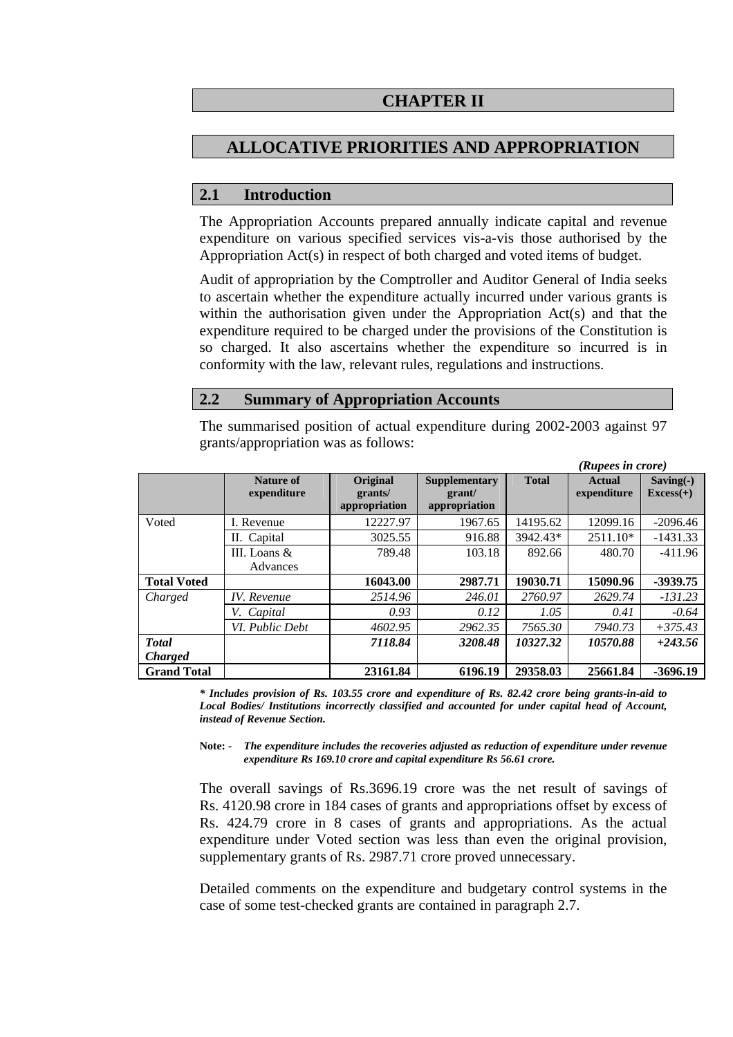# CHAPTER II

# ALLOCATIVE PRIORITIES AND APPROPRIATION

## 2.1 Introduction

The Appropriation Accounts prepared annually indicate capital and revenue expenditure on various specified services vis-a-vis those authorised by the Appropriation Act(s) in respect of both charged and voted items of budget.

Audit of appropriation by the Comptroller and Auditor General of India seeks to ascertain whether the expenditure actually incurred under various grants is within the authorisation given under the Appropriation Act(s) and that the expenditure required to be charged under the provisions of the Constitution is so charged. It also ascertains whether the expenditure so incurred is in conformity with the law, relevant rules, regulations and instructions.

## 2.2 Summary of Appropriation Accounts

The summarised position of actual expenditure during 2002-2003 against 97 grants/appropriation was as follows:

*(Rupees in crore)*

| | Nature of expenditure | Original grants/ appropriation | Supplementary grant/ appropriation | Total | Actual expenditure | Saving(-) Excess(+) |
|---|---|---|---|---|---|---|
| Voted | I. Revenue | 12227.97 | 1967.65 | 14195.62 | 12099.16 | -2096.46 |
| | II. Capital | 3025.55 | 916.88 | 3942.43* | 2511.10* | -1431.33 |
| | III. Loans & Advances | 789.48 | 103.18 | 892.66 | 480.70 | -411.96 |
| **Total Voted** | | **16043.00** | **2987.71** | **19030.71** | **15090.96** | **-3939.75** |
| *Charged* | *IV. Revenue* | *2514.96* | *246.01* | *2760.97* | *2629.74* | *-131.23* |
| | *V. Capital* | *0.93* | *0.12* | *1.05* | *0.41* | *-0.64* |
| | *VI. Public Debt* | *4602.95* | *2962.35* | *7565.30* | *7940.73* | *+375.43* |
| ***Total Charged*** | | ***7118.84*** | ***3208.48*** | ***10327.32*** | ***10570.88*** | ***+243.56*** |
| **Grand Total** | | **23161.84** | **6196.19** | **29358.03** | **25661.84** | **-3696.19** |

***\* Includes provision of Rs. 103.55 crore and expenditure of Rs. 82.42 crore being grants-in-aid to Local Bodies/ Institutions incorrectly classified and accounted for under capital head of Account, instead of Revenue Section.***

**Note: -** ***The expenditure includes the recoveries adjusted as reduction of expenditure under revenue expenditure Rs 169.10 crore and capital expenditure Rs 56.61 crore.***

The overall savings of Rs.3696.19 crore was the net result of savings of Rs. 4120.98 crore in 184 cases of grants and appropriations offset by excess of Rs. 424.79 crore in 8 cases of grants and appropriations. As the actual expenditure under Voted section was less than even the original provision, supplementary grants of Rs. 2987.71 crore proved unnecessary.

Detailed comments on the expenditure and budgetary control systems in the case of some test-checked grants are contained in paragraph 2.7.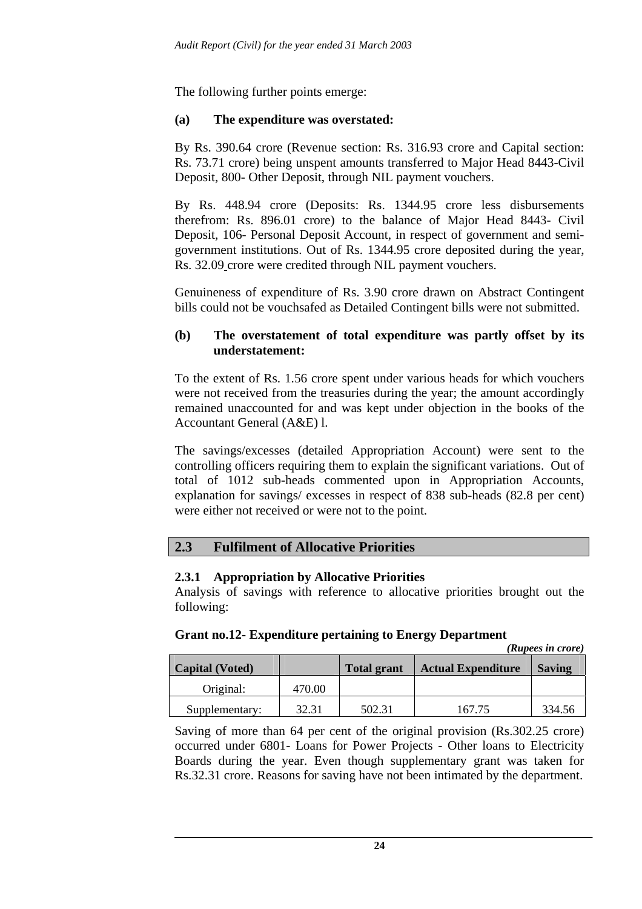The following further points emerge:

**(a) The expenditure was overstated:**

By Rs. 390.64 crore (Revenue section: Rs. 316.93 crore and Capital section: Rs. 73.71 crore) being unspent amounts transferred to Major Head 8443-Civil Deposit, 800- Other Deposit, through NIL payment vouchers.

By Rs. 448.94 crore (Deposits: Rs. 1344.95 crore less disbursements therefrom: Rs. 896.01 crore) to the balance of Major Head 8443- Civil Deposit, 106- Personal Deposit Account, in respect of government and semi-government institutions. Out of Rs. 1344.95 crore deposited during the year, Rs. 32.09 crore were credited through NIL payment vouchers.

Genuineness of expenditure of Rs. 3.90 crore drawn on Abstract Contingent bills could not be vouchsafed as Detailed Contingent bills were not submitted.

**(b) The overstatement of total expenditure was partly offset by its understatement:**

To the extent of Rs. 1.56 crore spent under various heads for which vouchers were not received from the treasuries during the year; the amount accordingly remained unaccounted for and was kept under objection in the books of the Accountant General (A&E) I.

The savings/excesses (detailed Appropriation Account) were sent to the controlling officers requiring them to explain the significant variations. Out of total of 1012 sub-heads commented upon in Appropriation Accounts, explanation for savings/ excesses in respect of 838 sub-heads (82.8 per cent) were either not received or were not to the point.

## 2.3 Fulfilment of Allocative Priorities

### 2.3.1 Appropriation by Allocative Priorities

Analysis of savings with reference to allocative priorities brought out the following:

**Grant no.12- Expenditure pertaining to Energy Department**

*(Rupees in crore)*

| Capital (Voted) | | Total grant | Actual Expenditure | Saving |
|---|---|---|---|---|
| Original: | 470.00 | | | |
| Supplementary: | 32.31 | 502.31 | 167.75 | 334.56 |

Saving of more than 64 per cent of the original provision (Rs.302.25 crore) occurred under 6801- Loans for Power Projects - Other loans to Electricity Boards during the year. Even though supplementary grant was taken for Rs.32.31 crore. Reasons for saving have not been intimated by the department.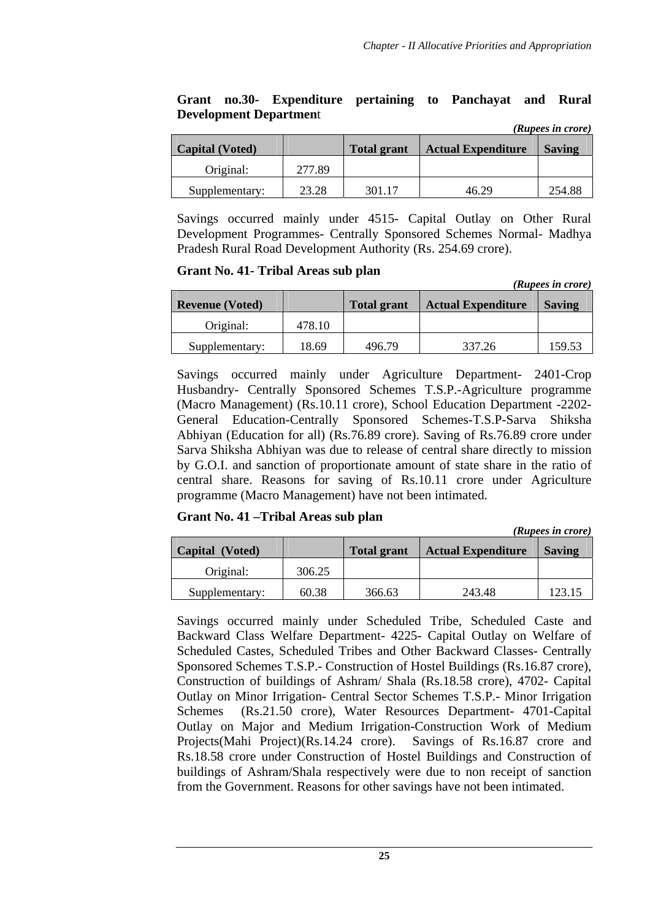**Grant no.30- Expenditure pertaining to Panchayat and Rural Development Department**

*(Rupees in crore)*

| Capital (Voted) | | Total grant | Actual Expenditure | Saving |
|---|---|---|---|---|
| Original: | 277.89 | | | |
| Supplementary: | 23.28 | 301.17 | 46.29 | 254.88 |

Savings occurred mainly under 4515- Capital Outlay on Other Rural Development Programmes- Centrally Sponsored Schemes Normal- Madhya Pradesh Rural Road Development Authority (Rs. 254.69 crore).

**Grant No. 41- Tribal Areas sub plan**

*(Rupees in crore)*

| Revenue (Voted) | | Total grant | Actual Expenditure | Saving |
|---|---|---|---|---|
| Original: | 478.10 | | | |
| Supplementary: | 18.69 | 496.79 | 337.26 | 159.53 |

Savings occurred mainly under Agriculture Department- 2401-Crop Husbandry- Centrally Sponsored Schemes T.S.P.-Agriculture programme (Macro Management) (Rs.10.11 crore), School Education Department -2202- General Education-Centrally Sponsored Schemes-T.S.P-Sarva Shiksha Abhiyan (Education for all) (Rs.76.89 crore). Saving of Rs.76.89 crore under Sarva Shiksha Abhiyan was due to release of central share directly to mission by G.O.I. and sanction of proportionate amount of state share in the ratio of central share. Reasons for saving of Rs.10.11 crore under Agriculture programme (Macro Management) have not been intimated.

**Grant No. 41 –Tribal Areas sub plan**

*(Rupees in crore)*

| Capital (Voted) | | Total grant | Actual Expenditure | Saving |
|---|---|---|---|---|
| Original: | 306.25 | | | |
| Supplementary: | 60.38 | 366.63 | 243.48 | 123.15 |

Savings occurred mainly under Scheduled Tribe, Scheduled Caste and Backward Class Welfare Department- 4225- Capital Outlay on Welfare of Scheduled Castes, Scheduled Tribes and Other Backward Classes- Centrally Sponsored Schemes T.S.P.- Construction of Hostel Buildings (Rs.16.87 crore), Construction of buildings of Ashram/ Shala (Rs.18.58 crore), 4702- Capital Outlay on Minor Irrigation- Central Sector Schemes T.S.P.- Minor Irrigation Schemes (Rs.21.50 crore), Water Resources Department- 4701-Capital Outlay on Major and Medium Irrigation-Construction Work of Medium Projects(Mahi Project)(Rs.14.24 crore). Savings of Rs.16.87 crore and Rs.18.58 crore under Construction of Hostel Buildings and Construction of buildings of Ashram/Shala respectively were due to non receipt of sanction from the Government. Reasons for other savings have not been intimated.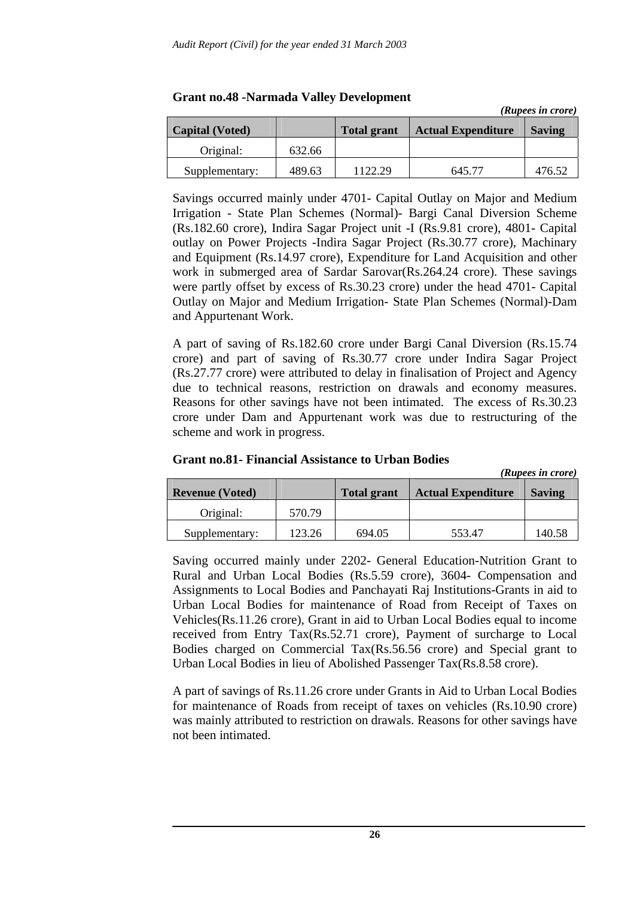**Grant no.48 -Narmada Valley Development**

*(Rupees in crore)*

| Capital (Voted) | | Total grant | Actual Expenditure | Saving |
|---|---|---|---|---|
| Original: | 632.66 | | | |
| Supplementary: | 489.63 | 1122.29 | 645.77 | 476.52 |

Savings occurred mainly under 4701- Capital Outlay on Major and Medium Irrigation - State Plan Schemes (Normal)- Bargi Canal Diversion Scheme (Rs.182.60 crore), Indira Sagar Project unit -I (Rs.9.81 crore), 4801- Capital outlay on Power Projects -Indira Sagar Project (Rs.30.77 crore), Machinary and Equipment (Rs.14.97 crore), Expenditure for Land Acquisition and other work in submerged area of Sardar Sarovar(Rs.264.24 crore). These savings were partly offset by excess of Rs.30.23 crore) under the head 4701- Capital Outlay on Major and Medium Irrigation- State Plan Schemes (Normal)-Dam and Appurtenant Work.

A part of saving of Rs.182.60 crore under Bargi Canal Diversion (Rs.15.74 crore) and part of saving of Rs.30.77 crore under Indira Sagar Project (Rs.27.77 crore) were attributed to delay in finalisation of Project and Agency due to technical reasons, restriction on drawals and economy measures. Reasons for other savings have not been intimated. The excess of Rs.30.23 crore under Dam and Appurtenant work was due to restructuring of the scheme and work in progress.

**Grant no.81- Financial Assistance to Urban Bodies**

*(Rupees in crore)*

| Revenue (Voted) | | Total grant | Actual Expenditure | Saving |
|---|---|---|---|---|
| Original: | 570.79 | | | |
| Supplementary: | 123.26 | 694.05 | 553.47 | 140.58 |

Saving occurred mainly under 2202- General Education-Nutrition Grant to Rural and Urban Local Bodies (Rs.5.59 crore), 3604- Compensation and Assignments to Local Bodies and Panchayati Raj Institutions-Grants in aid to Urban Local Bodies for maintenance of Road from Receipt of Taxes on Vehicles(Rs.11.26 crore), Grant in aid to Urban Local Bodies equal to income received from Entry Tax(Rs.52.71 crore), Payment of surcharge to Local Bodies charged on Commercial Tax(Rs.56.56 crore) and Special grant to Urban Local Bodies in lieu of Abolished Passenger Tax(Rs.8.58 crore).

A part of savings of Rs.11.26 crore under Grants in Aid to Urban Local Bodies for maintenance of Roads from receipt of taxes on vehicles (Rs.10.90 crore) was mainly attributed to restriction on drawals. Reasons for other savings have not been intimated.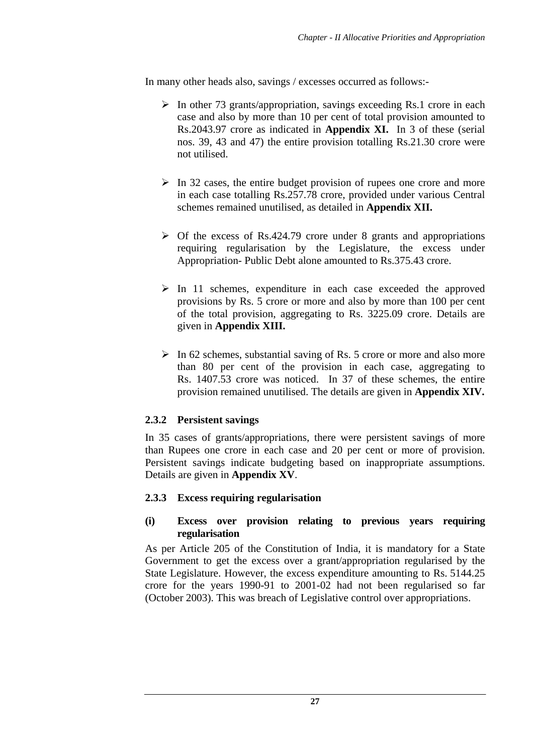In many other heads also, savings / excesses occurred as follows:-

- In other 73 grants/appropriation, savings exceeding Rs.1 crore in each case and also by more than 10 per cent of total provision amounted to Rs.2043.97 crore as indicated in **Appendix XI.** In 3 of these (serial nos. 39, 43 and 47) the entire provision totalling Rs.21.30 crore were not utilised.

- In 32 cases, the entire budget provision of rupees one crore and more in each case totalling Rs.257.78 crore, provided under various Central schemes remained unutilised, as detailed in **Appendix XII.**

- Of the excess of Rs.424.79 crore under 8 grants and appropriations requiring regularisation by the Legislature, the excess under Appropriation- Public Debt alone amounted to Rs.375.43 crore.

- In 11 schemes, expenditure in each case exceeded the approved provisions by Rs. 5 crore or more and also by more than 100 per cent of the total provision, aggregating to Rs. 3225.09 crore. Details are given in **Appendix XIII.**

- In 62 schemes, substantial saving of Rs. 5 crore or more and also more than 80 per cent of the provision in each case, aggregating to Rs. 1407.53 crore was noticed. In 37 of these schemes, the entire provision remained unutilised. The details are given in **Appendix XIV.**

### 2.3.2 Persistent savings

In 35 cases of grants/appropriations, there were persistent savings of more than Rupees one crore in each case and 20 per cent or more of provision. Persistent savings indicate budgeting based on inappropriate assumptions. Details are given in **Appendix XV**.

### 2.3.3 Excess requiring regularisation

**(i) Excess over provision relating to previous years requiring regularisation**

As per Article 205 of the Constitution of India, it is mandatory for a State Government to get the excess over a grant/appropriation regularised by the State Legislature. However, the excess expenditure amounting to Rs. 5144.25 crore for the years 1990-91 to 2001-02 had not been regularised so far (October 2003). This was breach of Legislative control over appropriations.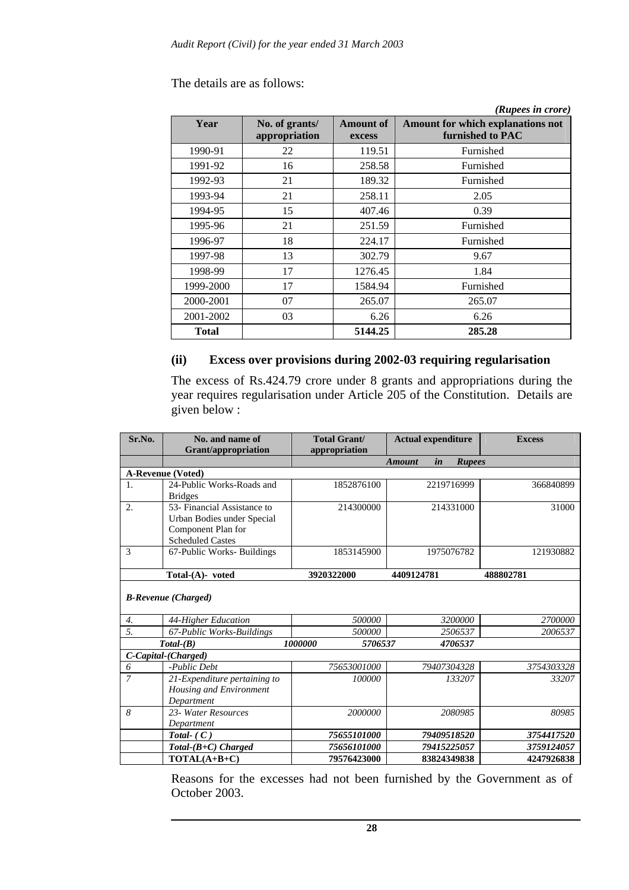The details are as follows:

*(Rupees in crore)*

| Year | No. of grants/ appropriation | Amount of excess | Amount for which explanations not furnished to PAC |
|---|---|---|---|
| 1990-91 | 22 | 119.51 | Furnished |
| 1991-92 | 16 | 258.58 | Furnished |
| 1992-93 | 21 | 189.32 | Furnished |
| 1993-94 | 21 | 258.11 | 2.05 |
| 1994-95 | 15 | 407.46 | 0.39 |
| 1995-96 | 21 | 251.59 | Furnished |
| 1996-97 | 18 | 224.17 | Furnished |
| 1997-98 | 13 | 302.79 | 9.67 |
| 1998-99 | 17 | 1276.45 | 1.84 |
| 1999-2000 | 17 | 1584.94 | Furnished |
| 2000-2001 | 07 | 265.07 | 265.07 |
| 2001-2002 | 03 | 6.26 | 6.26 |
| **Total** | | **5144.25** | **285.28** |

### (ii) Excess over provisions during 2002-03 requiring regularisation

The excess of Rs.424.79 crore under 8 grants and appropriations during the year requires regularisation under Article 205 of the Constitution. Details are given below :

| Sr.No. | No. and name of Grant/appropriation | Total Grant/ appropriation | Actual expenditure | Excess |
|---|---|---|---|---|
| | | | ***Amount in Rupees*** | |
| **A-Revenue (Voted)** | | | | |
| 1. | 24-Public Works-Roads and Bridges | 1852876100 | 2219716999 | 366840899 |
| 2. | 53- Financial Assistance to Urban Bodies under Special Component Plan for Scheduled Castes | 214300000 | 214331000 | 31000 |
| 3 | 67-Public Works- Buildings | 1853145900 | 1975076782 | 121930882 |
| | **Total-(A)- voted** | **3920322000** | **4409124781** | **488802781** |
| ***B-Revenue (Charged)*** | | | | |
| *4.* | *44-Higher Education* | *500000* | *3200000* | *2700000* |
| *5.* | *67-Public Works-Buildings* | *500000* | *2506537* | *2006537* |
| | ***Total-(B)*** ***1000000*** | ***5706537*** | ***4706537*** | |
| ***C-Capital-(Charged)*** | | | | |
| *6* | *-Public Debt* | *75653001000* | *79407304328* | *3754303328* |
| *7* | *21-Expenditure pertaining to Housing and Environment Department* | *100000* | *133207* | *33207* |
| *8* | *23- Water Resources Department* | *2000000* | *2080985* | *80985* |
| | ***Total- ( C )*** | ***75655101000*** | ***79409518520*** | ***3754417520*** |
| | ***Total-(B+C) Charged*** | ***75656101000*** | ***79415225057*** | ***3759124057*** |
| | **TOTAL(A+B+C)** | ***79576423000*** | ***83824349838*** | ***4247926838*** |

Reasons for the excesses had not been furnished by the Government as of October 2003.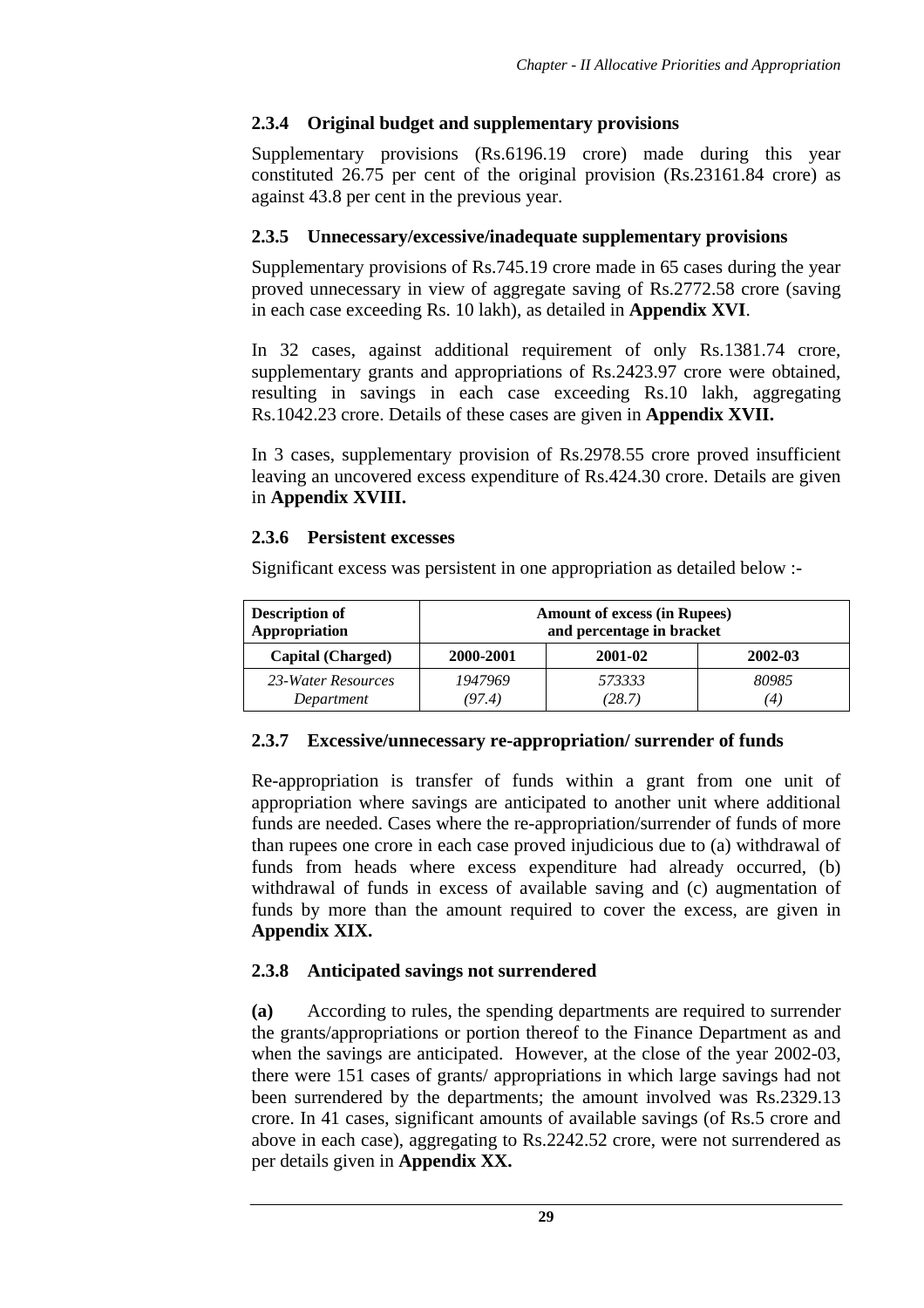### 2.3.4 Original budget and supplementary provisions

Supplementary provisions (Rs.6196.19 crore) made during this year constituted 26.75 per cent of the original provision (Rs.23161.84 crore) as against 43.8 per cent in the previous year.

### 2.3.5 Unnecessary/excessive/inadequate supplementary provisions

Supplementary provisions of Rs.745.19 crore made in 65 cases during the year proved unnecessary in view of aggregate saving of Rs.2772.58 crore (saving in each case exceeding Rs. 10 lakh), as detailed in **Appendix XVI**.

In 32 cases, against additional requirement of only Rs.1381.74 crore, supplementary grants and appropriations of Rs.2423.97 crore were obtained, resulting in savings in each case exceeding Rs.10 lakh, aggregating Rs.1042.23 crore. Details of these cases are given in **Appendix XVII.**

In 3 cases, supplementary provision of Rs.2978.55 crore proved insufficient leaving an uncovered excess expenditure of Rs.424.30 crore. Details are given in **Appendix XVIII.**

### 2.3.6 Persistent excesses

Significant excess was persistent in one appropriation as detailed below :-

| **Description of Appropriation** | **Amount of excess (in Rupees) and percentage in bracket** | | |
|---|---|---|---|
| **Capital (Charged)** | **2000-2001** | **2001-02** | **2002-03** |
| *23-Water Resources Department* | *1947969 (97.4)* | *573333 (28.7)* | *80985 (4)* |

### 2.3.7 Excessive/unnecessary re-appropriation/ surrender of funds

Re-appropriation is transfer of funds within a grant from one unit of appropriation where savings are anticipated to another unit where additional funds are needed. Cases where the re-appropriation/surrender of funds of more than rupees one crore in each case proved injudicious due to (a) withdrawal of funds from heads where excess expenditure had already occurred, (b) withdrawal of funds in excess of available saving and (c) augmentation of funds by more than the amount required to cover the excess, are given in **Appendix XIX.**

### 2.3.8 Anticipated savings not surrendered

**(a)** According to rules, the spending departments are required to surrender the grants/appropriations or portion thereof to the Finance Department as and when the savings are anticipated. However, at the close of the year 2002-03, there were 151 cases of grants/ appropriations in which large savings had not been surrendered by the departments; the amount involved was Rs.2329.13 crore. In 41 cases, significant amounts of available savings (of Rs.5 crore and above in each case), aggregating to Rs.2242.52 crore, were not surrendered as per details given in **Appendix XX.**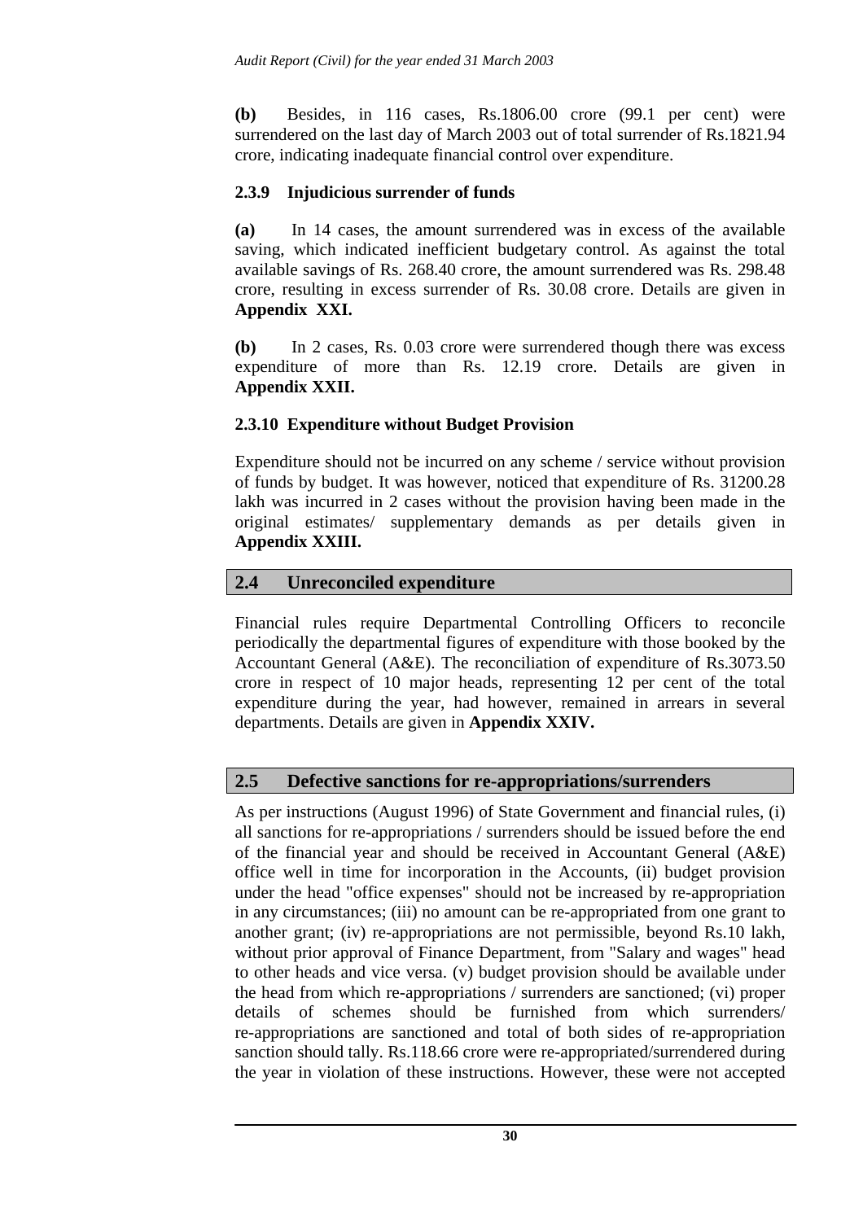**(b)** Besides, in 116 cases, Rs.1806.00 crore (99.1 per cent) were surrendered on the last day of March 2003 out of total surrender of Rs.1821.94 crore, indicating inadequate financial control over expenditure.

### 2.3.9 Injudicious surrender of funds

**(a)** In 14 cases, the amount surrendered was in excess of the available saving, which indicated inefficient budgetary control. As against the total available savings of Rs. 268.40 crore, the amount surrendered was Rs. 298.48 crore, resulting in excess surrender of Rs. 30.08 crore. Details are given in **Appendix XXI.**

**(b)** In 2 cases, Rs. 0.03 crore were surrendered though there was excess expenditure of more than Rs. 12.19 crore. Details are given in **Appendix XXII.**

### 2.3.10 Expenditure without Budget Provision

Expenditure should not be incurred on any scheme / service without provision of funds by budget. It was however, noticed that expenditure of Rs. 31200.28 lakh was incurred in 2 cases without the provision having been made in the original estimates/ supplementary demands as per details given in **Appendix XXIII.**

## 2.4 Unreconciled expenditure

Financial rules require Departmental Controlling Officers to reconcile periodically the departmental figures of expenditure with those booked by the Accountant General (A&E). The reconciliation of expenditure of Rs.3073.50 crore in respect of 10 major heads, representing 12 per cent of the total expenditure during the year, had however, remained in arrears in several departments. Details are given in **Appendix XXIV.**

## 2.5 Defective sanctions for re-appropriations/surrenders

As per instructions (August 1996) of State Government and financial rules, (i) all sanctions for re-appropriations / surrenders should be issued before the end of the financial year and should be received in Accountant General (A&E) office well in time for incorporation in the Accounts, (ii) budget provision under the head "office expenses" should not be increased by re-appropriation in any circumstances; (iii) no amount can be re-appropriated from one grant to another grant; (iv) re-appropriations are not permissible, beyond Rs.10 lakh, without prior approval of Finance Department, from "Salary and wages" head to other heads and vice versa. (v) budget provision should be available under the head from which re-appropriations / surrenders are sanctioned; (vi) proper details of schemes should be furnished from which surrenders/ re-appropriations are sanctioned and total of both sides of re-appropriation sanction should tally. Rs.118.66 crore were re-appropriated/surrendered during the year in violation of these instructions. However, these were not accepted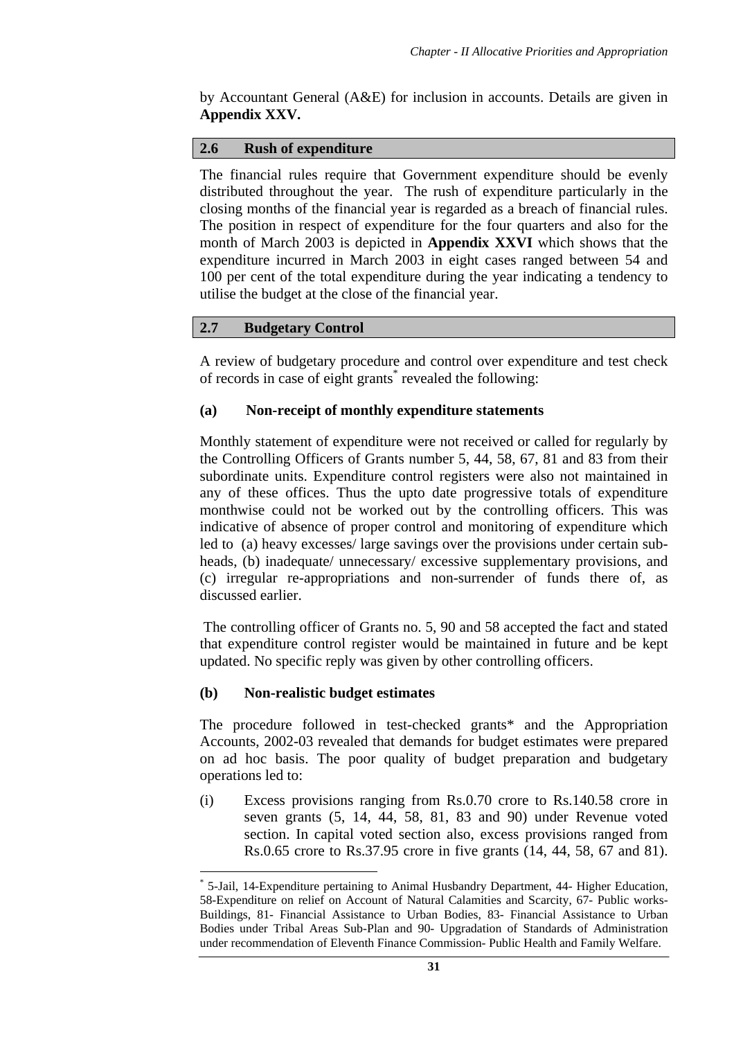by Accountant General (A&E) for inclusion in accounts. Details are given in **Appendix XXV.**

## 2.6 Rush of expenditure

The financial rules require that Government expenditure should be evenly distributed throughout the year. The rush of expenditure particularly in the closing months of the financial year is regarded as a breach of financial rules. The position in respect of expenditure for the four quarters and also for the month of March 2003 is depicted in **Appendix XXVI** which shows that the expenditure incurred in March 2003 in eight cases ranged between 54 and 100 per cent of the total expenditure during the year indicating a tendency to utilise the budget at the close of the financial year.

## 2.7 Budgetary Control

A review of budgetary procedure and control over expenditure and test check of records in case of eight grants* revealed the following:

### (a) Non-receipt of monthly expenditure statements

Monthly statement of expenditure were not received or called for regularly by the Controlling Officers of Grants number 5, 44, 58, 67, 81 and 83 from their subordinate units. Expenditure control registers were also not maintained in any of these offices. Thus the upto date progressive totals of expenditure monthwise could not be worked out by the controlling officers. This was indicative of absence of proper control and monitoring of expenditure which led to (a) heavy excesses/ large savings over the provisions under certain sub-heads, (b) inadequate/ unnecessary/ excessive supplementary provisions, and (c) irregular re-appropriations and non-surrender of funds there of, as discussed earlier.

The controlling officer of Grants no. 5, 90 and 58 accepted the fact and stated that expenditure control register would be maintained in future and be kept updated. No specific reply was given by other controlling officers.

### (b) Non-realistic budget estimates

The procedure followed in test-checked grants* and the Appropriation Accounts, 2002-03 revealed that demands for budget estimates were prepared on ad hoc basis. The poor quality of budget preparation and budgetary operations led to:

(i) Excess provisions ranging from Rs.0.70 crore to Rs.140.58 crore in seven grants (5, 14, 44, 58, 81, 83 and 90) under Revenue voted section. In capital voted section also, excess provisions ranged from Rs.0.65 crore to Rs.37.95 crore in five grants (14, 44, 58, 67 and 81).

---

* 5-Jail, 14-Expenditure pertaining to Animal Husbandry Department, 44- Higher Education, 58-Expenditure on relief on Account of Natural Calamities and Scarcity, 67- Public works-Buildings, 81- Financial Assistance to Urban Bodies, 83- Financial Assistance to Urban Bodies under Tribal Areas Sub-Plan and 90- Upgradation of Standards of Administration under recommendation of Eleventh Finance Commission- Public Health and Family Welfare.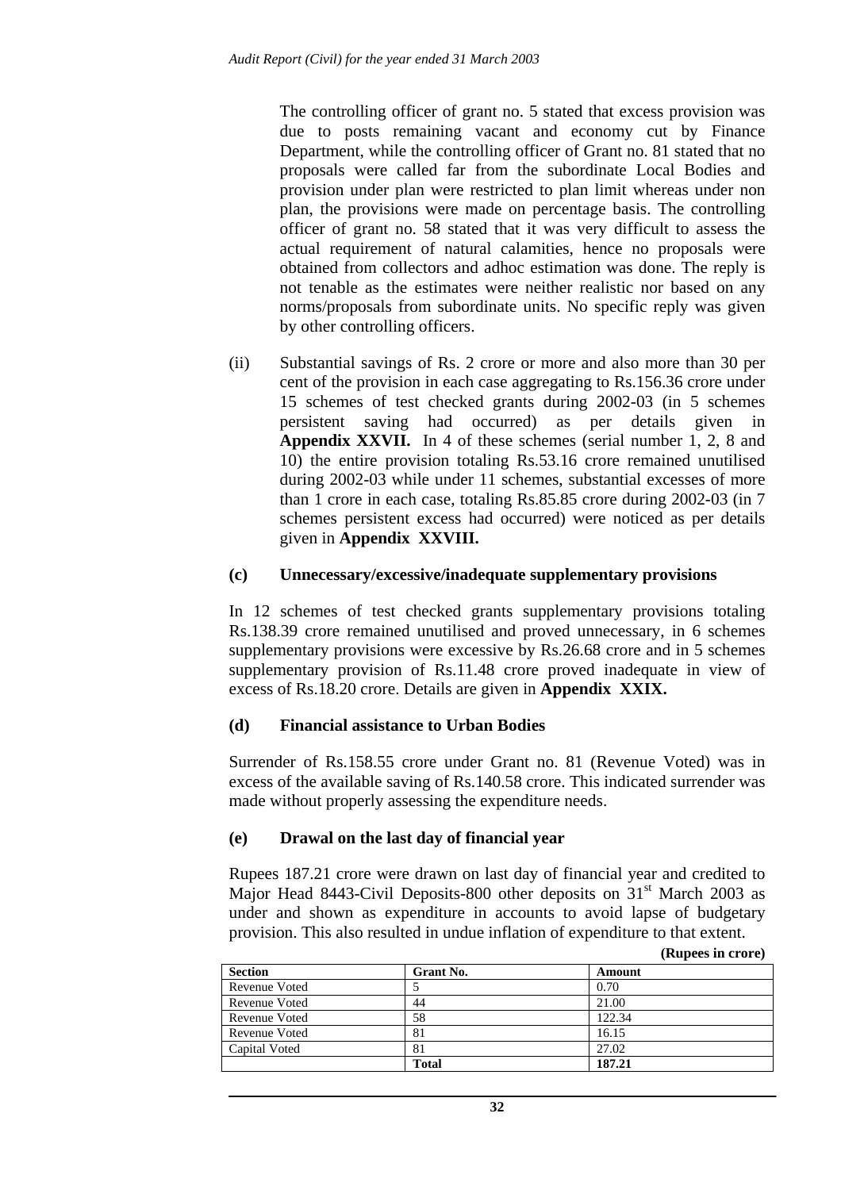The controlling officer of grant no. 5 stated that excess provision was due to posts remaining vacant and economy cut by Finance Department, while the controlling officer of Grant no. 81 stated that no proposals were called far from the subordinate Local Bodies and provision under plan were restricted to plan limit whereas under non plan, the provisions were made on percentage basis. The controlling officer of grant no. 58 stated that it was very difficult to assess the actual requirement of natural calamities, hence no proposals were obtained from collectors and adhoc estimation was done. The reply is not tenable as the estimates were neither realistic nor based on any norms/proposals from subordinate units. No specific reply was given by other controlling officers.

(ii) Substantial savings of Rs. 2 crore or more and also more than 30 per cent of the provision in each case aggregating to Rs.156.36 crore under 15 schemes of test checked grants during 2002-03 (in 5 schemes persistent saving had occurred) as per details given in **Appendix XXVII.** In 4 of these schemes (serial number 1, 2, 8 and 10) the entire provision totaling Rs.53.16 crore remained unutilised during 2002-03 while under 11 schemes, substantial excesses of more than 1 crore in each case, totaling Rs.85.85 crore during 2002-03 (in 7 schemes persistent excess had occurred) were noticed as per details given in **Appendix XXVIII.**

### (c) Unnecessary/excessive/inadequate supplementary provisions

In 12 schemes of test checked grants supplementary provisions totaling Rs.138.39 crore remained unutilised and proved unnecessary, in 6 schemes supplementary provisions were excessive by Rs.26.68 crore and in 5 schemes supplementary provision of Rs.11.48 crore proved inadequate in view of excess of Rs.18.20 crore. Details are given in **Appendix XXIX.**

### (d) Financial assistance to Urban Bodies

Surrender of Rs.158.55 crore under Grant no. 81 (Revenue Voted) was in excess of the available saving of Rs.140.58 crore. This indicated surrender was made without properly assessing the expenditure needs.

### (e) Drawal on the last day of financial year

Rupees 187.21 crore were drawn on last day of financial year and credited to Major Head 8443-Civil Deposits-800 other deposits on 31st March 2003 as under and shown as expenditure in accounts to avoid lapse of budgetary provision. This also resulted in undue inflation of expenditure to that extent.

**(Rupees in crore)**

| Section | Grant No. | Amount |
|---|---|---|
| Revenue Voted | 5 | 0.70 |
| Revenue Voted | 44 | 21.00 |
| Revenue Voted | 58 | 122.34 |
| Revenue Voted | 81 | 16.15 |
| Capital Voted | 81 | 27.02 |
| | **Total** | **187.21** |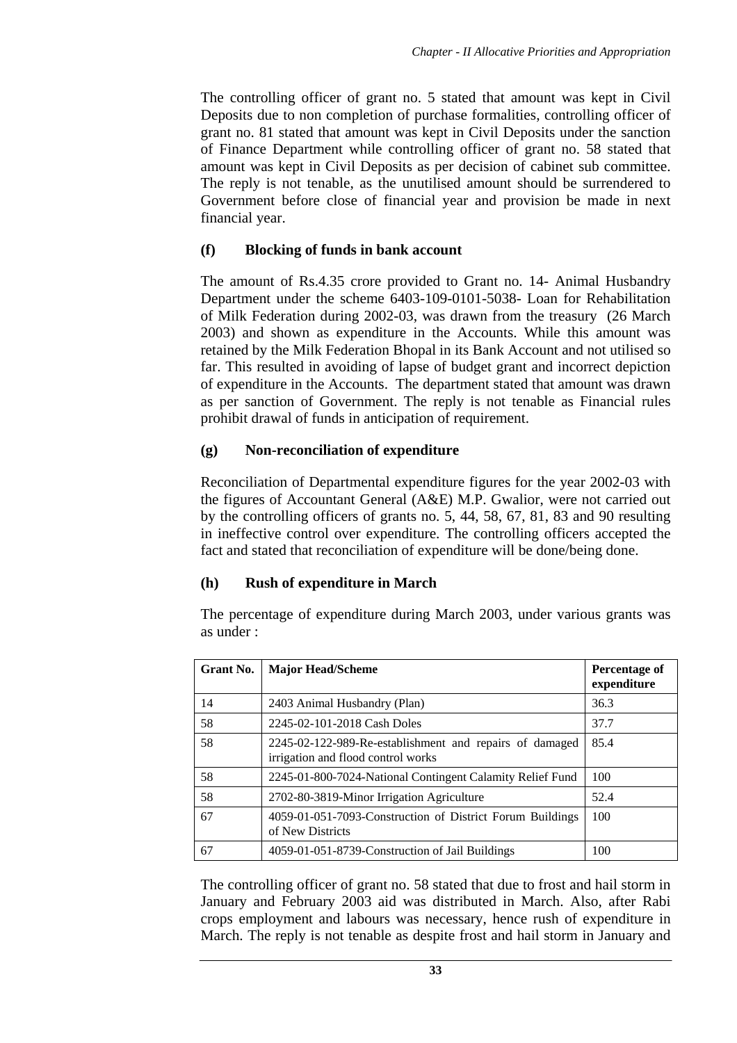The controlling officer of grant no. 5 stated that amount was kept in Civil Deposits due to non completion of purchase formalities, controlling officer of grant no. 81 stated that amount was kept in Civil Deposits under the sanction of Finance Department while controlling officer of grant no. 58 stated that amount was kept in Civil Deposits as per decision of cabinet sub committee. The reply is not tenable, as the unutilised amount should be surrendered to Government before close of financial year and provision be made in next financial year.

### (f) Blocking of funds in bank account

The amount of Rs.4.35 crore provided to Grant no. 14- Animal Husbandry Department under the scheme 6403-109-0101-5038- Loan for Rehabilitation of Milk Federation during 2002-03, was drawn from the treasury (26 March 2003) and shown as expenditure in the Accounts. While this amount was retained by the Milk Federation Bhopal in its Bank Account and not utilised so far. This resulted in avoiding of lapse of budget grant and incorrect depiction of expenditure in the Accounts. The department stated that amount was drawn as per sanction of Government. The reply is not tenable as Financial rules prohibit drawal of funds in anticipation of requirement.

### (g) Non-reconciliation of expenditure

Reconciliation of Departmental expenditure figures for the year 2002-03 with the figures of Accountant General (A&E) M.P. Gwalior, were not carried out by the controlling officers of grants no. 5, 44, 58, 67, 81, 83 and 90 resulting in ineffective control over expenditure. The controlling officers accepted the fact and stated that reconciliation of expenditure will be done/being done.

### (h) Rush of expenditure in March

The percentage of expenditure during March 2003, under various grants was as under :

| Grant No. | Major Head/Scheme | Percentage of expenditure |
|---|---|---|
| 14 | 2403 Animal Husbandry (Plan) | 36.3 |
| 58 | 2245-02-101-2018 Cash Doles | 37.7 |
| 58 | 2245-02-122-989-Re-establishment and repairs of damaged irrigation and flood control works | 85.4 |
| 58 | 2245-01-800-7024-National Contingent Calamity Relief Fund | 100 |
| 58 | 2702-80-3819-Minor Irrigation Agriculture | 52.4 |
| 67 | 4059-01-051-7093-Construction of District Forum Buildings of New Districts | 100 |
| 67 | 4059-01-051-8739-Construction of Jail Buildings | 100 |

The controlling officer of grant no. 58 stated that due to frost and hail storm in January and February 2003 aid was distributed in March. Also, after Rabi crops employment and labours was necessary, hence rush of expenditure in March. The reply is not tenable as despite frost and hail storm in January and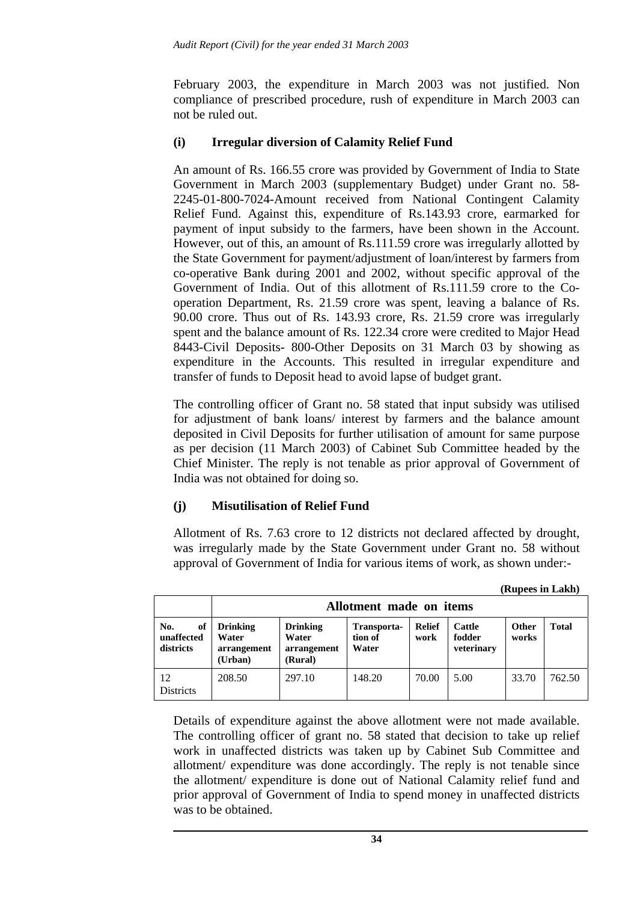February 2003, the expenditure in March 2003 was not justified. Non compliance of prescribed procedure, rush of expenditure in March 2003 can not be ruled out.

### (i) Irregular diversion of Calamity Relief Fund

An amount of Rs. 166.55 crore was provided by Government of India to State Government in March 2003 (supplementary Budget) under Grant no. 58-2245-01-800-7024-Amount received from National Contingent Calamity Relief Fund. Against this, expenditure of Rs.143.93 crore, earmarked for payment of input subsidy to the farmers, have been shown in the Account. However, out of this, an amount of Rs.111.59 crore was irregularly allotted by the State Government for payment/adjustment of loan/interest by farmers from co-operative Bank during 2001 and 2002, without specific approval of the Government of India. Out of this allotment of Rs.111.59 crore to the Co-operation Department, Rs. 21.59 crore was spent, leaving a balance of Rs. 90.00 crore. Thus out of Rs. 143.93 crore, Rs. 21.59 crore was irregularly spent and the balance amount of Rs. 122.34 crore were credited to Major Head 8443-Civil Deposits- 800-Other Deposits on 31 March 03 by showing as expenditure in the Accounts. This resulted in irregular expenditure and transfer of funds to Deposit head to avoid lapse of budget grant.

The controlling officer of Grant no. 58 stated that input subsidy was utilised for adjustment of bank loans/ interest by farmers and the balance amount deposited in Civil Deposits for further utilisation of amount for same purpose as per decision (11 March 2003) of Cabinet Sub Committee headed by the Chief Minister. The reply is not tenable as prior approval of Government of India was not obtained for doing so.

### (j) Misutilisation of Relief Fund

Allotment of Rs. 7.63 crore to 12 districts not declared affected by drought, was irregularly made by the State Government under Grant no. 58 without approval of Government of India for various items of work, as shown under:-

**(Rupees in Lakh)**

| | Allotment made on items | | | | | | |
|---|---|---|---|---|---|---|---|
| **No. of unaffected districts** | **Drinking Water arrangement (Urban)** | **Drinking Water arrangement (Rural)** | **Transportation of Water** | **Relief work** | **Cattle fodder veterinary** | **Other works** | **Total** |
| 12 Districts | 208.50 | 297.10 | 148.20 | 70.00 | 5.00 | 33.70 | 762.50 |

Details of expenditure against the above allotment were not made available. The controlling officer of grant no. 58 stated that decision to take up relief work in unaffected districts was taken up by Cabinet Sub Committee and allotment/ expenditure was done accordingly. The reply is not tenable since the allotment/ expenditure is done out of National Calamity relief fund and prior approval of Government of India to spend money in unaffected districts was to be obtained.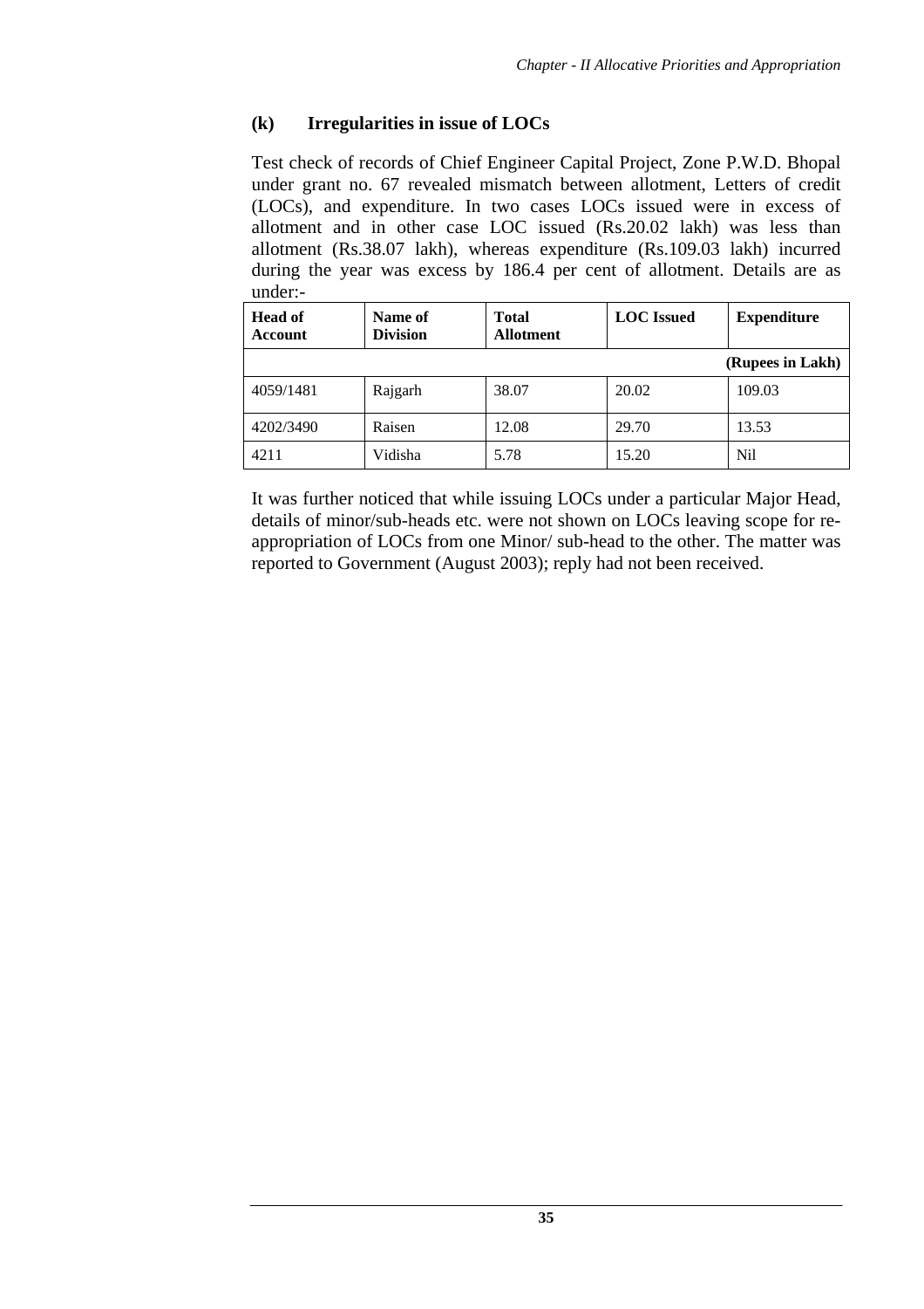### (k) Irregularities in issue of LOCs

Test check of records of Chief Engineer Capital Project, Zone P.W.D. Bhopal under grant no. 67 revealed mismatch between allotment, Letters of credit (LOCs), and expenditure. In two cases LOCs issued were in excess of allotment and in other case LOC issued (Rs.20.02 lakh) was less than allotment (Rs.38.07 lakh), whereas expenditure (Rs.109.03 lakh) incurred during the year was excess by 186.4 per cent of allotment. Details are as under:-

| Head of Account | Name of Division | Total Allotment | LOC Issued | Expenditure |
|---|---|---|---|---|
| | | | | (Rupees in Lakh) |
| 4059/1481 | Rajgarh | 38.07 | 20.02 | 109.03 |
| 4202/3490 | Raisen | 12.08 | 29.70 | 13.53 |
| 4211 | Vidisha | 5.78 | 15.20 | Nil |

It was further noticed that while issuing LOCs under a particular Major Head, details of minor/sub-heads etc. were not shown on LOCs leaving scope for re-appropriation of LOCs from one Minor/ sub-head to the other. The matter was reported to Government (August 2003); reply had not been received.